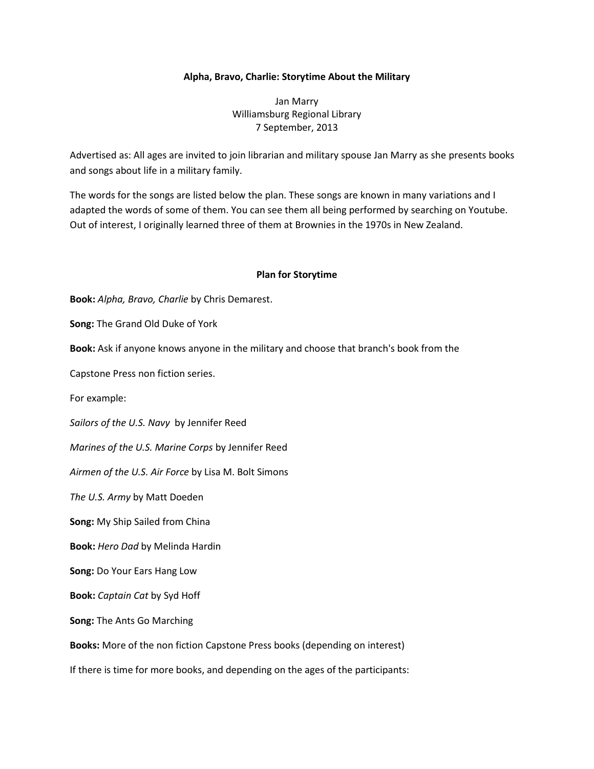**Alpha, Bravo, Charlie: Storytime About the Military**

Jan Marry
Williamsburg Regional Library
7 September, 2013

Advertised as: All ages are invited to join librarian and military spouse Jan Marry as she presents books and songs about life in a military family.

The words for the songs are listed below the plan. These songs are known in many variations and I adapted the words of some of them. You can see them all being performed by searching on Youtube. Out of interest, I originally learned three of them at Brownies in the 1970s in New Zealand.

**Plan for Storytime**

**Book:** *Alpha, Bravo, Charlie* by Chris Demarest.

**Song:** The Grand Old Duke of York

**Book:** Ask if anyone knows anyone in the military and choose that branch's book from the

Capstone Press non fiction series.

For example:

*Sailors of the U.S. Navy* by Jennifer Reed

*Marines of the U.S. Marine Corps* by Jennifer Reed

*Airmen of the U.S. Air Force* by Lisa M. Bolt Simons

*The U.S. Army* by Matt Doeden

**Song:** My Ship Sailed from China

**Book:** *Hero Dad* by Melinda Hardin

**Song:** Do Your Ears Hang Low

**Book:** *Captain Cat* by Syd Hoff

**Song:** The Ants Go Marching

**Books:** More of the non fiction Capstone Press books (depending on interest)

If there is time for more books, and depending on the ages of the participants: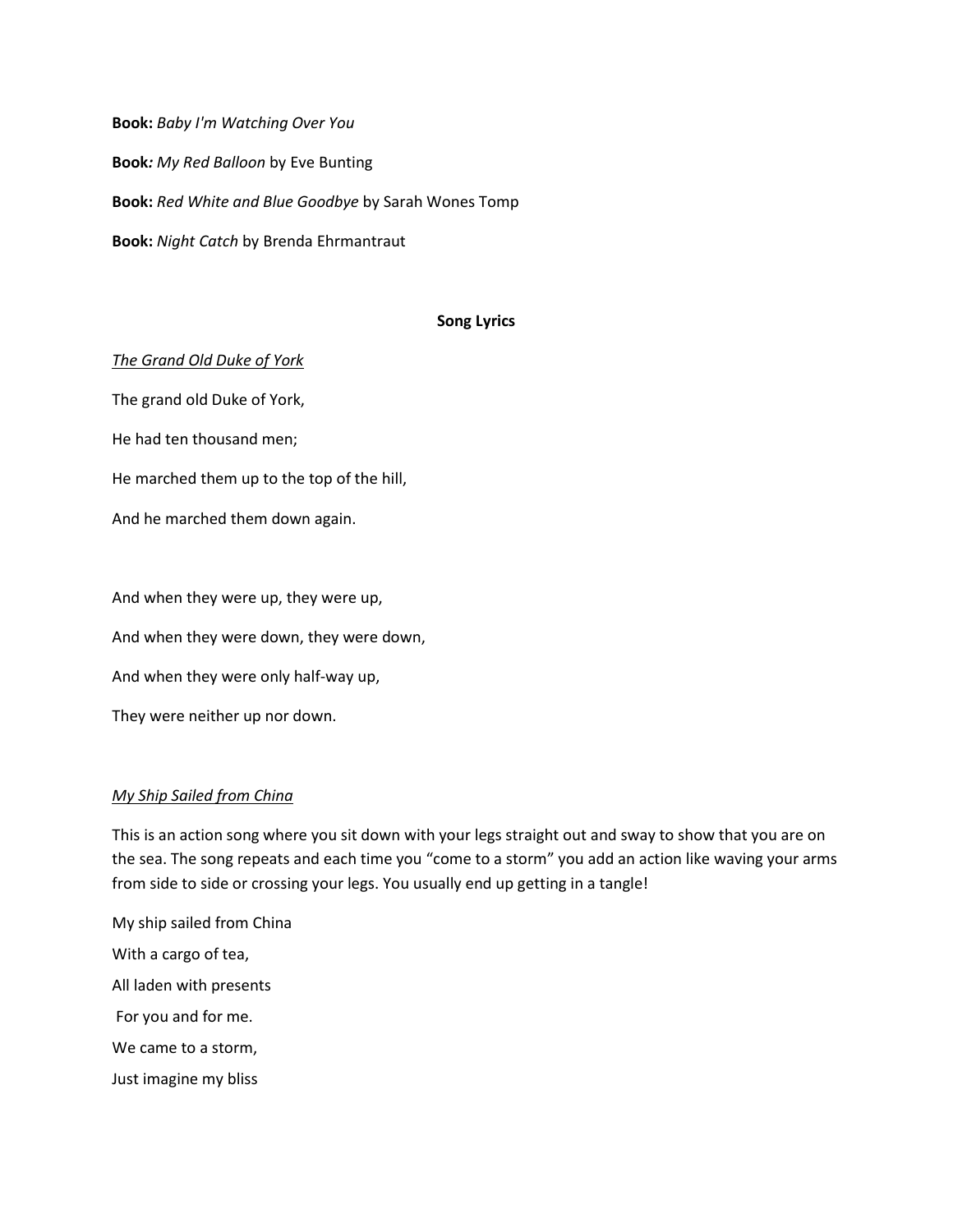**Book:** *Baby I'm Watching Over You*

**Book***:* *My Red Balloon* by Eve Bunting

**Book:** *Red White and Blue Goodbye* by Sarah Wones Tomp

**Book:** *Night Catch* by Brenda Ehrmantraut

## Song Lyrics

*The Grand Old Duke of York*

The grand old Duke of York,

He had ten thousand men;

He marched them up to the top of the hill,

And he marched them down again.

And when they were up, they were up,

And when they were down, they were down,

And when they were only half-way up,

They were neither up nor down.

*My Ship Sailed from China*

This is an action song where you sit down with your legs straight out and sway to show that you are on the sea. The song repeats and each time you "come to a storm" you add an action like waving your arms from side to side or crossing your legs. You usually end up getting in a tangle!

My ship sailed from China

With a cargo of tea,

All laden with presents

For you and for me.

We came to a storm,

Just imagine my bliss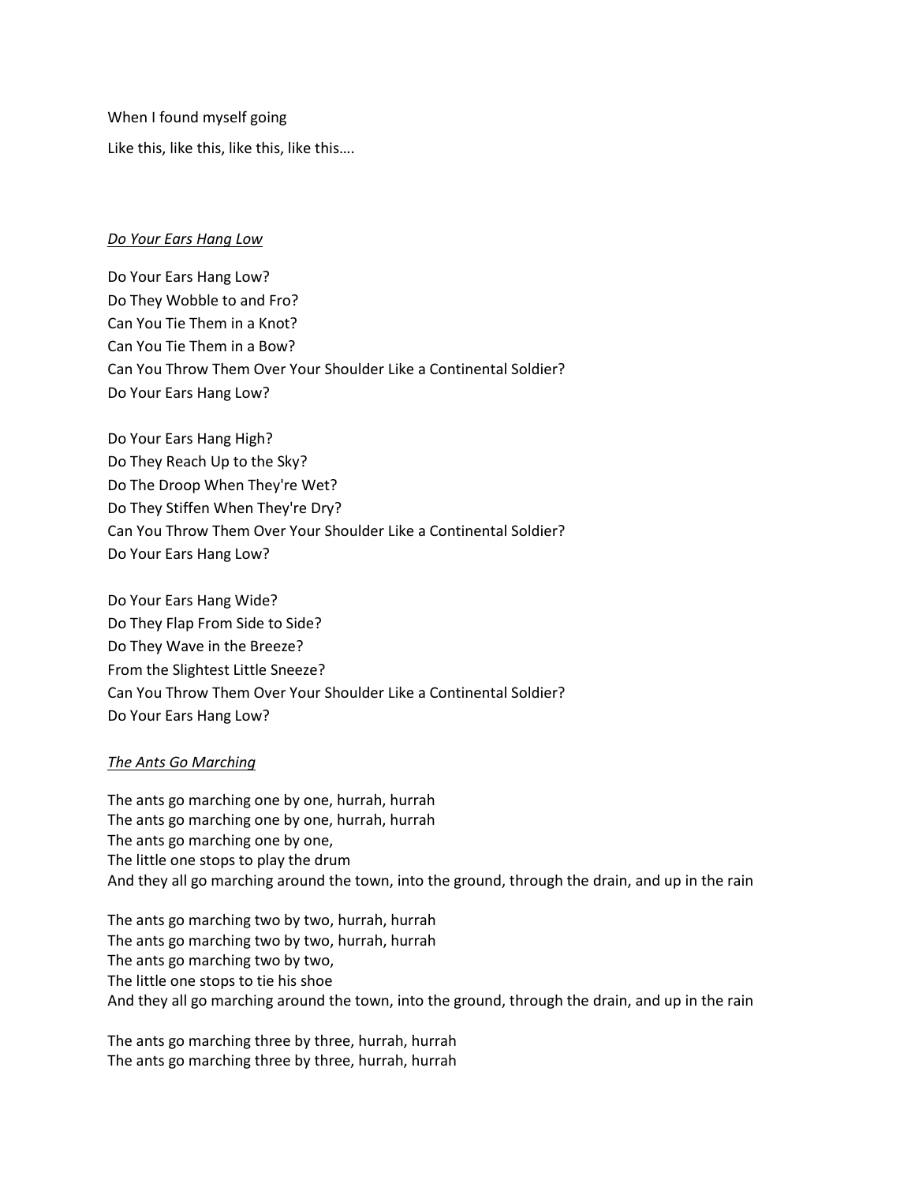When I found myself going

Like this, like this, like this, like this….

*Do Your Ears Hang Low*

Do Your Ears Hang Low?
Do They Wobble to and Fro?
Can You Tie Them in a Knot?
Can You Tie Them in a Bow?
Can You Throw Them Over Your Shoulder Like a Continental Soldier?
Do Your Ears Hang Low?

Do Your Ears Hang High?
Do They Reach Up to the Sky?
Do The Droop When They're Wet?
Do They Stiffen When They're Dry?
Can You Throw Them Over Your Shoulder Like a Continental Soldier?
Do Your Ears Hang Low?

Do Your Ears Hang Wide?
Do They Flap From Side to Side?
Do They Wave in the Breeze?
From the Slightest Little Sneeze?
Can You Throw Them Over Your Shoulder Like a Continental Soldier?
Do Your Ears Hang Low?

*The Ants Go Marching*

The ants go marching one by one, hurrah, hurrah
The ants go marching one by one, hurrah, hurrah
The ants go marching one by one,
The little one stops to play the drum
And they all go marching around the town, into the ground, through the drain, and up in the rain

The ants go marching two by two, hurrah, hurrah
The ants go marching two by two, hurrah, hurrah
The ants go marching two by two,
The little one stops to tie his shoe
And they all go marching around the town, into the ground, through the drain, and up in the rain

The ants go marching three by three, hurrah, hurrah
The ants go marching three by three, hurrah, hurrah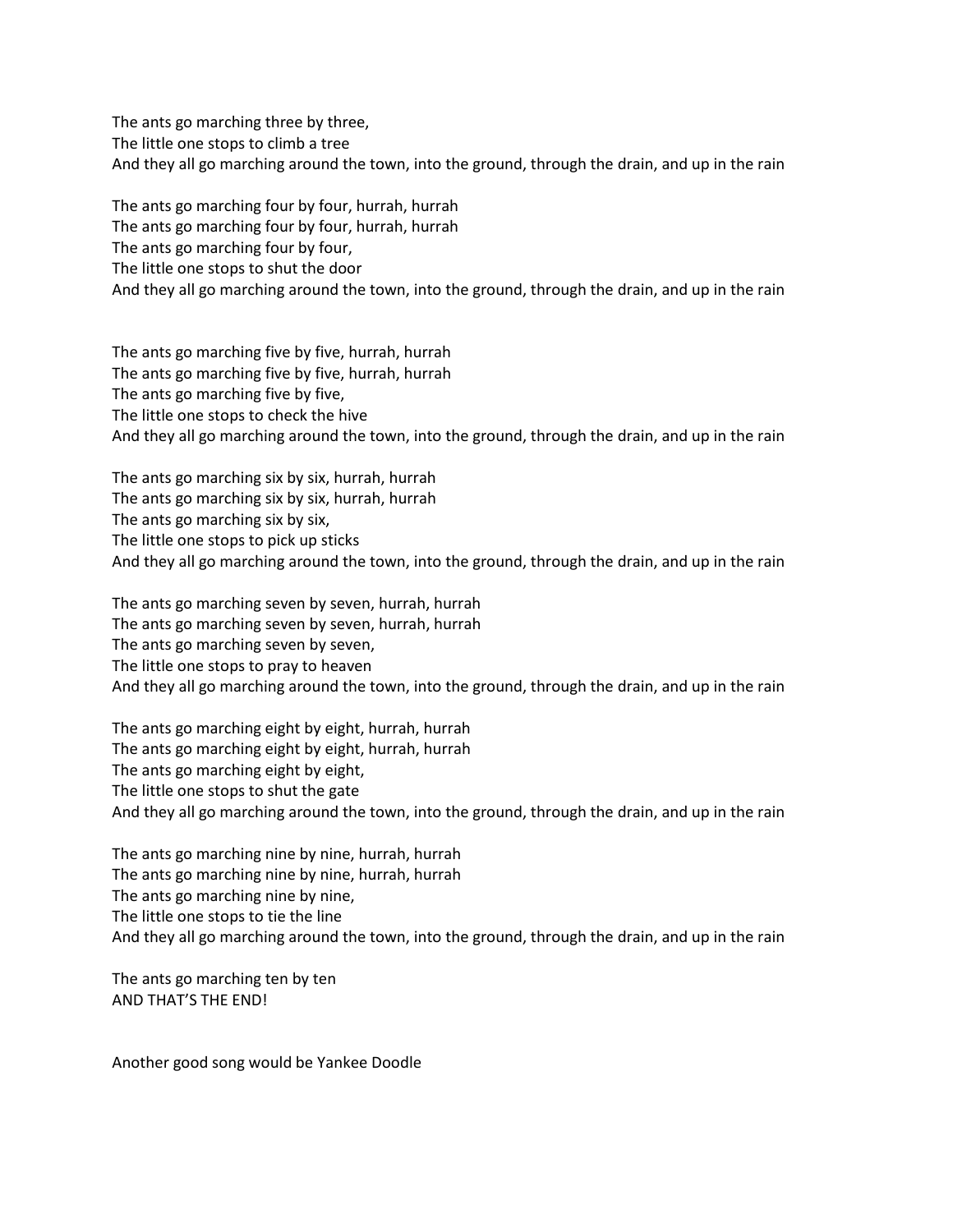The ants go marching three by three,
The little one stops to climb a tree
And they all go marching around the town, into the ground, through the drain, and up in the rain

The ants go marching four by four, hurrah, hurrah
The ants go marching four by four, hurrah, hurrah
The ants go marching four by four,
The little one stops to shut the door
And they all go marching around the town, into the ground, through the drain, and up in the rain

The ants go marching five by five, hurrah, hurrah
The ants go marching five by five, hurrah, hurrah
The ants go marching five by five,
The little one stops to check the hive
And they all go marching around the town, into the ground, through the drain, and up in the rain

The ants go marching six by six, hurrah, hurrah
The ants go marching six by six, hurrah, hurrah
The ants go marching six by six,
The little one stops to pick up sticks
And they all go marching around the town, into the ground, through the drain, and up in the rain

The ants go marching seven by seven, hurrah, hurrah
The ants go marching seven by seven, hurrah, hurrah
The ants go marching seven by seven,
The little one stops to pray to heaven
And they all go marching around the town, into the ground, through the drain, and up in the rain

The ants go marching eight by eight, hurrah, hurrah
The ants go marching eight by eight, hurrah, hurrah
The ants go marching eight by eight,
The little one stops to shut the gate
And they all go marching around the town, into the ground, through the drain, and up in the rain

The ants go marching nine by nine, hurrah, hurrah
The ants go marching nine by nine, hurrah, hurrah
The ants go marching nine by nine,
The little one stops to tie the line
And they all go marching around the town, into the ground, through the drain, and up in the rain

The ants go marching ten by ten
AND THAT'S THE END!

Another good song would be Yankee Doodle